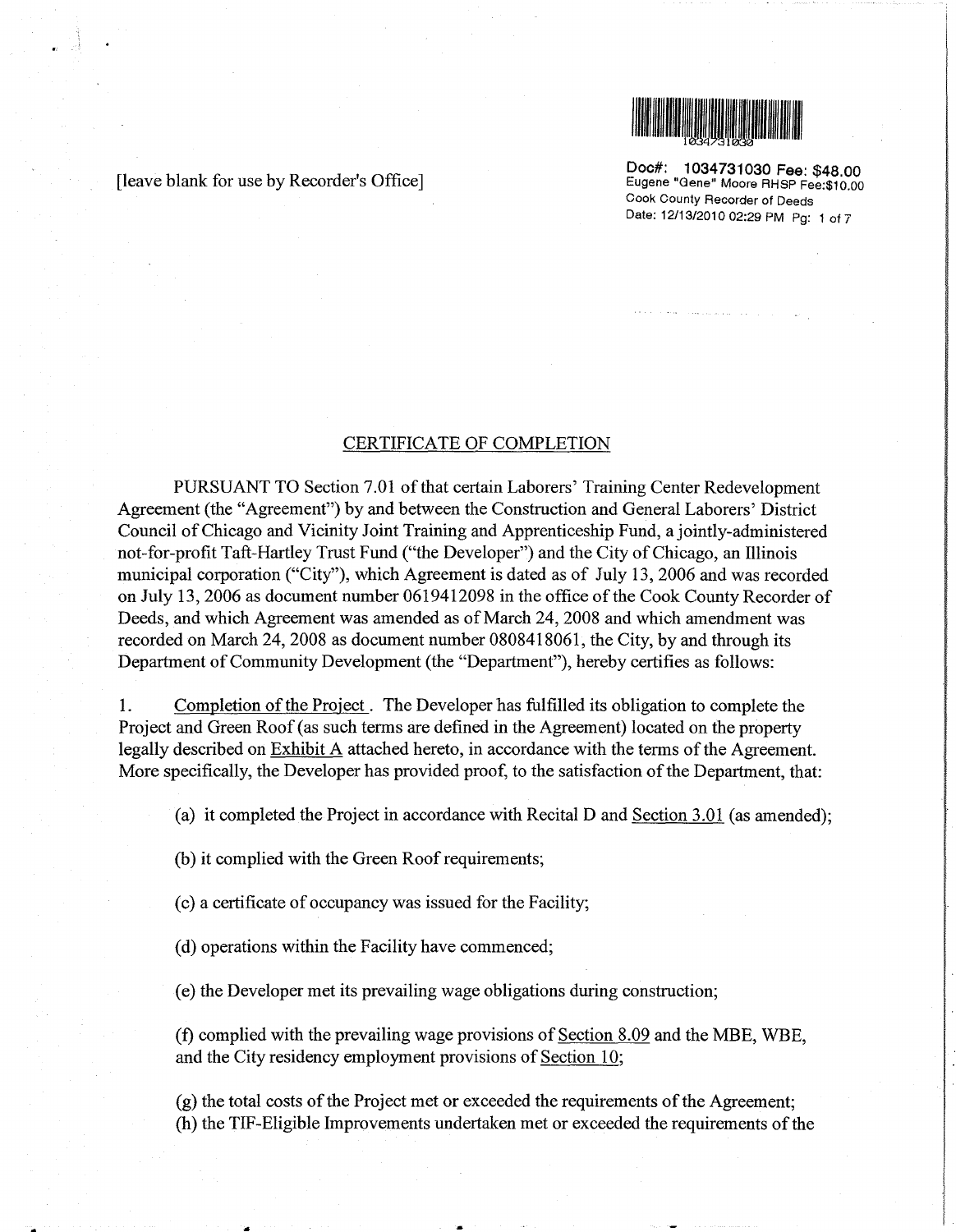[leave blank for use by Recorder's Office]

Doc#: 1034731030 Fee: $48.00
Eugene "Gene" Moore RHSP Fee:$10.00
Cook County Recorder of Deeds
Date: 12/13/2010 02:29 PM Pg: 1 of 7

## CERTIFICATE OF COMPLETION

PURSUANT TO Section 7.01 of that certain Laborers' Training Center Redevelopment Agreement (the "Agreement") by and between the Construction and General Laborers' District Council of Chicago and Vicinity Joint Training and Apprenticeship Fund, a jointly-administered not-for-profit Taft-Hartley Trust Fund ("the Developer") and the City of Chicago, an Illinois municipal corporation ("City"), which Agreement is dated as of July 13, 2006 and was recorded on July 13, 2006 as document number 0619412098 in the office of the Cook County Recorder of Deeds, and which Agreement was amended as of March 24, 2008 and which amendment was recorded on March 24, 2008 as document number 0808418061, the City, by and through its Department of Community Development (the "Department"), hereby certifies as follows:

1. Completion of the Project. The Developer has fulfilled its obligation to complete the Project and Green Roof (as such terms are defined in the Agreement) located on the property legally described on Exhibit A attached hereto, in accordance with the terms of the Agreement. More specifically, the Developer has provided proof, to the satisfaction of the Department, that:

(a) it completed the Project in accordance with Recital D and Section 3.01 (as amended);

(b) it complied with the Green Roof requirements;

(c) a certificate of occupancy was issued for the Facility;

(d) operations within the Facility have commenced;

(e) the Developer met its prevailing wage obligations during construction;

(f) complied with the prevailing wage provisions of Section 8.09 and the MBE, WBE, and the City residency employment provisions of Section 10;

(g) the total costs of the Project met or exceeded the requirements of the Agreement;

(h) the TIF-Eligible Improvements undertaken met or exceeded the requirements of the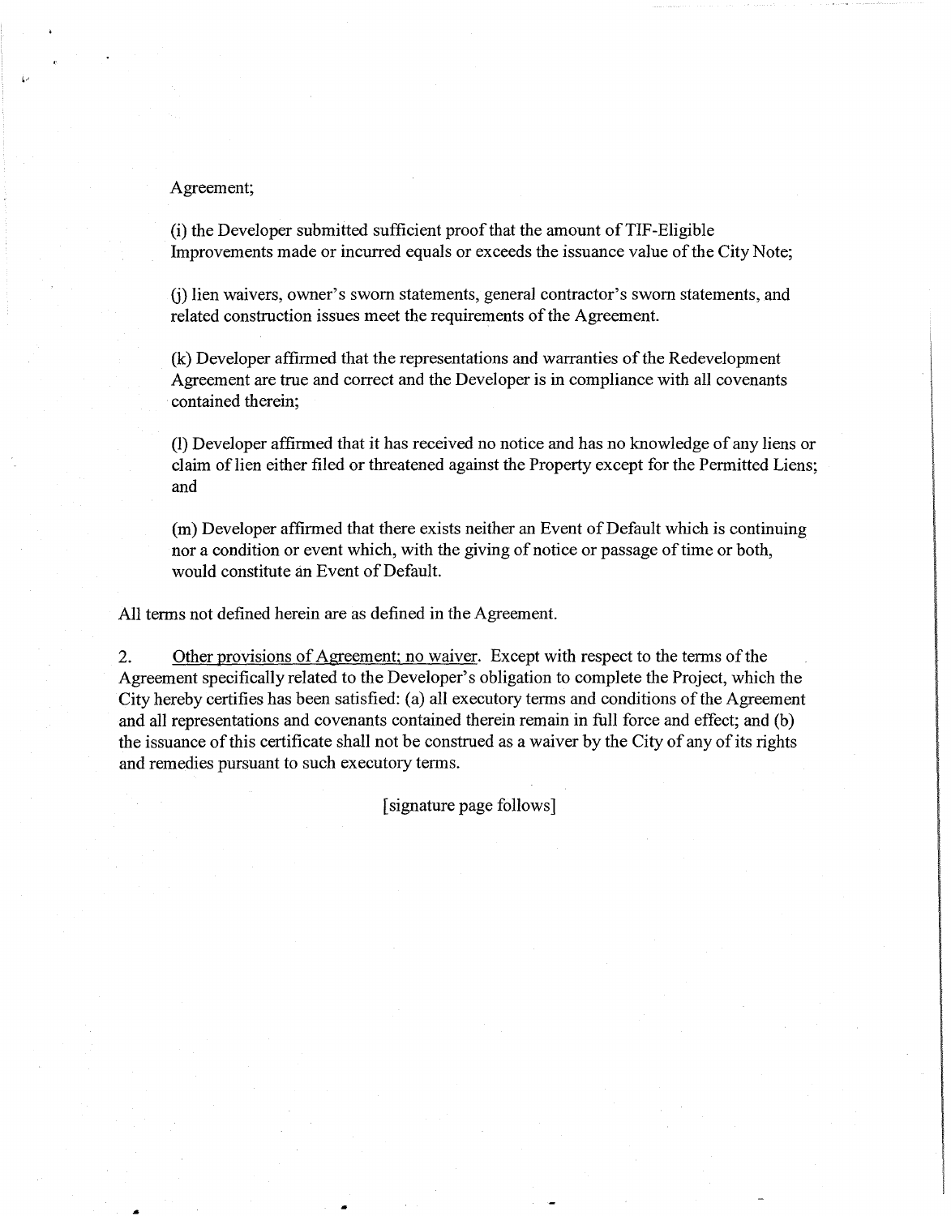Agreement;

(i) the Developer submitted sufficient proof that the amount of TIF-Eligible Improvements made or incurred equals or exceeds the issuance value of the City Note;

(j) lien waivers, owner's sworn statements, general contractor's sworn statements, and related construction issues meet the requirements of the Agreement.

(k) Developer affirmed that the representations and warranties of the Redevelopment Agreement are true and correct and the Developer is in compliance with all covenants contained therein;

(l) Developer affirmed that it has received no notice and has no knowledge of any liens or claim of lien either filed or threatened against the Property except for the Permitted Liens; and

(m) Developer affirmed that there exists neither an Event of Default which is continuing nor a condition or event which, with the giving of notice or passage of time or both, would constitute an Event of Default.

All terms not defined herein are as defined in the Agreement.

2. Other provisions of Agreement; no waiver. Except with respect to the terms of the Agreement specifically related to the Developer's obligation to complete the Project, which the City hereby certifies has been satisfied: (a) all executory terms and conditions of the Agreement and all representations and covenants contained therein remain in full force and effect; and (b) the issuance of this certificate shall not be construed as a waiver by the City of any of its rights and remedies pursuant to such executory terms.

[signature page follows]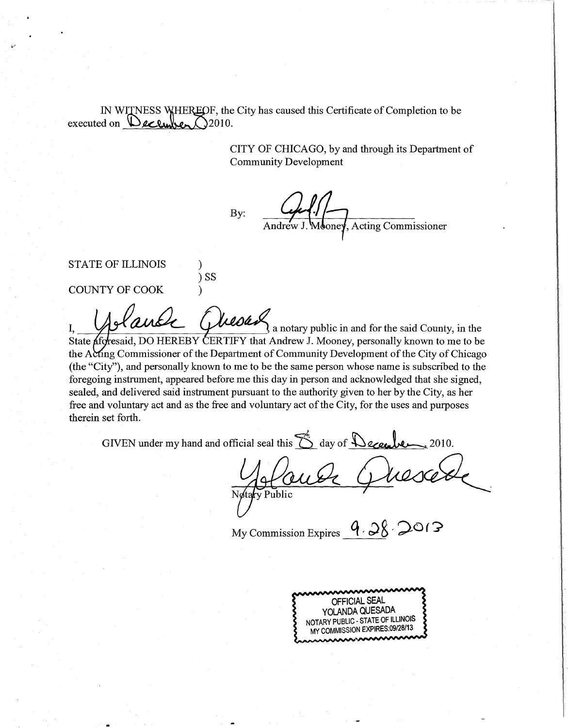IN WITNESS WHEREOF, the City has caused this Certificate of Completion to be executed on December 8 2010.

CITY OF CHICAGO, by and through its Department of Community Development

By: ______________________
Andrew J. Mooney, Acting Commissioner

STATE OF ILLINOIS )
) SS
COUNTY OF COOK )

I, Yolanda Quesada, a notary public in and for the said County, in the State aforesaid, DO HEREBY CERTIFY that Andrew J. Mooney, personally known to me to be the Acting Commissioner of the Department of Community Development of the City of Chicago (the "City"), and personally known to me to be the same person whose name is subscribed to the foregoing instrument, appeared before me this day in person and acknowledged that she signed, sealed, and delivered said instrument pursuant to the authority given to her by the City, as her free and voluntary act and as the free and voluntary act of the City, for the uses and purposes therein set forth.

GIVEN under my hand and official seal this 8 day of December, 2010.

Yolanda Quesada
Notary Public

My Commission Expires 9.28.2013

OFFICIAL SEAL
YOLANDA QUESADA
NOTARY PUBLIC - STATE OF ILLINOIS
MY COMMISSION EXPIRES:09/28/13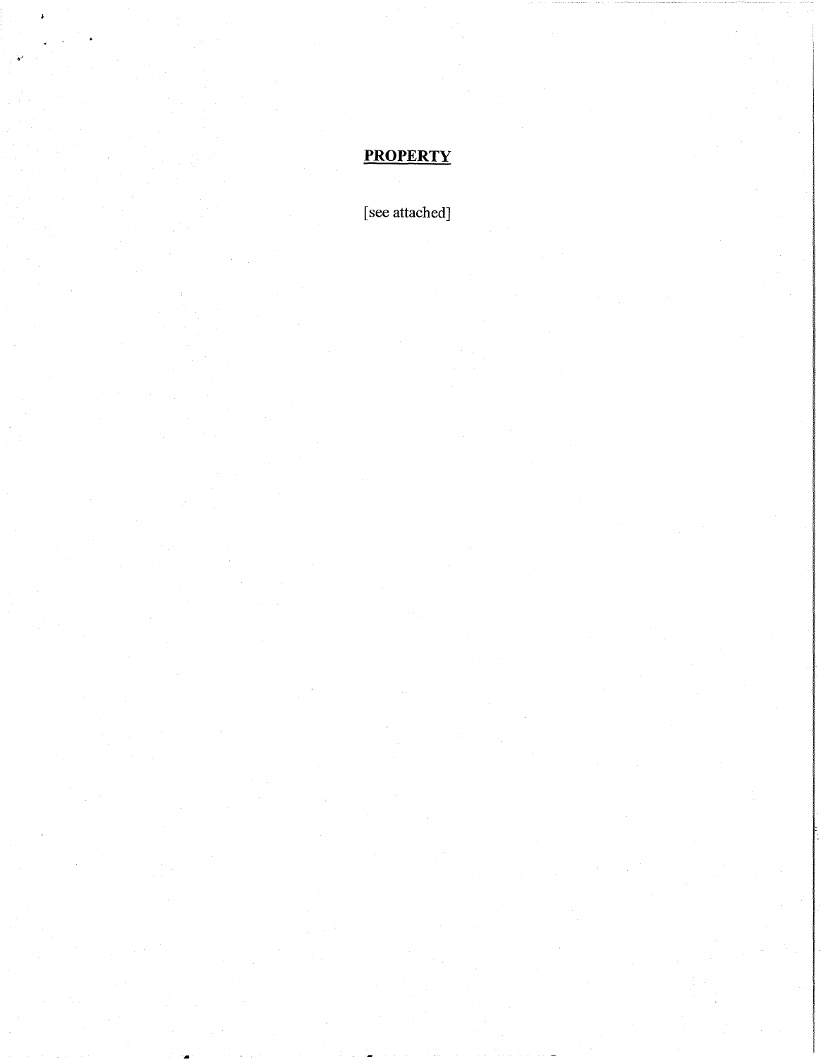**PROPERTY**

[see attached]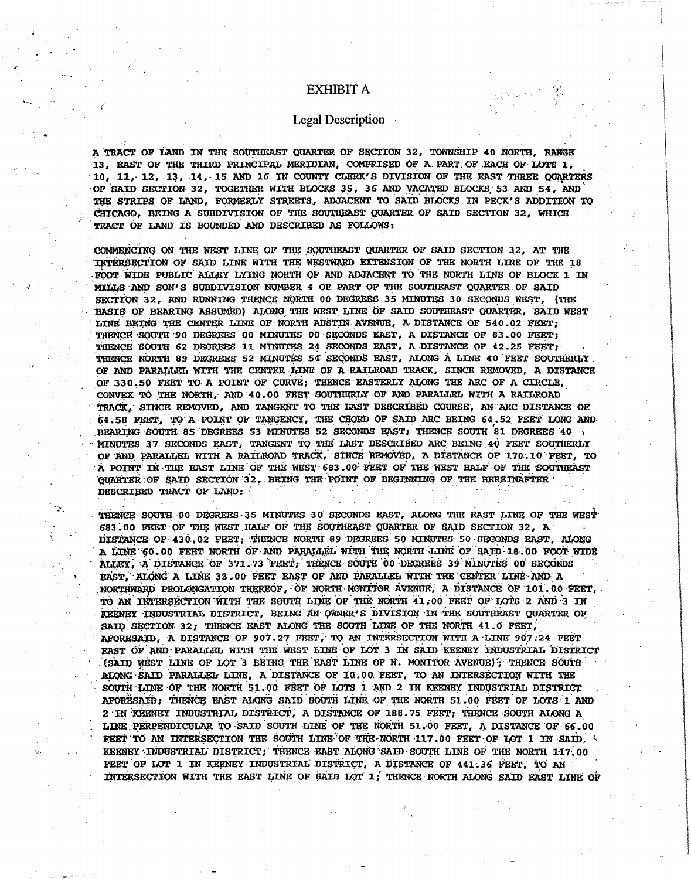# EXHIBIT A

## Legal Description

A TRACT OF LAND IN THE SOUTHEAST QUARTER OF SECTION 32, TOWNSHIP 40 NORTH, RANGE 13, EAST OF THE THIRD PRINCIPAL MERIDIAN, COMPRISED OF A PART OF EACH OF LOTS 1, 10, 11, 12, 13, 14, 15 AND 16 IN COUNTY CLERK'S DIVISION OF THE EAST THREE QUARTERS OF SAID SECTION 32, TOGETHER WITH BLOCKS 35, 36 AND VACATED BLOCKS 53 AND 54, AND THE STRIPS OF LAND, FORMERLY STREETS, ADJACENT TO SAID BLOCKS IN PECK'S ADDITION TO CHICAGO, BEING A SUBDIVISION OF THE SOUTHEAST QUARTER OF SAID SECTION 32, WHICH TRACT OF LAND IS BOUNDED AND DESCRIBED AS FOLLOWS:

COMMENCING ON THE WEST LINE OF THE SOUTHEAST QUARTER OF SAID SECTION 32, AT THE INTERSECTION OF SAID LINE WITH THE WESTWARD EXTENSION OF THE NORTH LINE OF THE 18 FOOT WIDE PUBLIC ALLEY LYING NORTH OF AND ADJACENT TO THE NORTH LINE OF BLOCK 1 IN MILLS AND SON'S SUBDIVISION NUMBER 4 OF PART OF THE SOUTHEAST QUARTER OF SAID SECTION 32, AND RUNNING THENCE NORTH 00 DEGREES 35 MINUTES 30 SECONDS WEST, (THE BASIS OF BEARING ASSUMED) ALONG THE WEST LINE OF SAID SOUTHEAST QUARTER, SAID WEST LINE BEING THE CENTER LINE OF NORTH AUSTIN AVENUE, A DISTANCE OF 540.02 FEET; THENCE SOUTH 90 DEGREES 00 MINUTES 00 SECONDS EAST, A DISTANCE OF 83.00 FEET; THENCE SOUTH 62 DEGREES 11 MINUTES 24 SECONDS EAST, A DISTANCE OF 42.25 FEET; THENCE NORTH 89 DEGREES 52 MINUTES 54 SECONDS EAST, ALONG A LINE 40 FEET SOUTHERLY OF AND PARALLEL WITH THE CENTER LINE OF A RAILROAD TRACK, SINCE REMOVED, A DISTANCE OF 330.50 FEET TO A POINT OF CURVE; THENCE EASTERLY ALONG THE ARC OF A CIRCLE, CONVEX TO THE NORTH, AND 40.00 FEET SOUTHERLY OF AND PARALLEL WITH A RAILROAD TRACK, SINCE REMOVED, AND TANGENT TO THE LAST DESCRIBED COURSE, AN ARC DISTANCE OF 64.58 FEET, TO A POINT OF TANGENCY, THE CHORD OF SAID ARC BEING 64.52 FEET LONG AND BEARING SOUTH 85 DEGREES 53 MINUTES 52 SECONDS EAST; THENCE SOUTH 81 DEGREES 40 MINUTES 37 SECONDS EAST, TANGENT TO THE LAST DESCRIBED ARC BEING 40 FEET SOUTHERLY OF AND PARALLEL WITH A RAILROAD TRACK, SINCE REMOVED, A DISTANCE OF 170.10 FEET, TO A POINT IN THE EAST LINE OF THE WEST 683.00 FEET OF THE WEST HALF OF THE SOUTHEAST QUARTER OF SAID SECTION 32, BEING THE POINT OF BEGINNING OF THE HEREINAFTER DESCRIBED TRACT OF LAND:

THENCE SOUTH 00 DEGREES 35 MINUTES 30 SECONDS EAST, ALONG THE EAST LINE OF THE WEST 683.00 FEET OF THE WEST HALF OF THE SOUTHEAST QUARTER OF SAID SECTION 32, A DISTANCE OF 430.02 FEET; THENCE NORTH 89 DEGREES 50 MINUTES 50 SECONDS EAST, ALONG A LINE 60.00 FEET NORTH OF AND PARALLEL WITH THE NORTH LINE OF SAID 18.00 FOOT WIDE ALLEY, A DISTANCE OF 371.73 FEET; THENCE SOUTH 00 DEGREES 39 MINUTES 00 SECONDS EAST, ALONG A LINE 33.00 FEET EAST OF AND PARALLEL WITH THE CENTER LINE AND A NORTHWARD PROLONGATION THEREOF, OF NORTH MONITOR AVENUE, A DISTANCE OF 101.00 FEET, TO AN INTERSECTION WITH THE SOUTH LINE OF THE NORTH 41.00 FEET OF LOTS 2 AND 3 IN KEENEY INDUSTRIAL DISTRICT, BEING AN OWNER'S DIVISION IN THE SOUTHEAST QUARTER OF SAID SECTION 32; THENCE EAST ALONG THE SOUTH LINE OF THE NORTH 41.0 FEET, AFORESAID, A DISTANCE OF 907.27 FEET, TO AN INTERSECTION WITH A LINE 907.24 FEET EAST OF AND PARALLEL WITH THE WEST LINE OF LOT 3 IN SAID KEENEY INDUSTRIAL DISTRICT (SAID WEST LINE OF LOT 3 BEING THE EAST LINE OF N. MONITOR AVENUE); THENCE SOUTH ALONG SAID PARALLEL LINE, A DISTANCE OF 10.00 FEET, TO AN INTERSECTION WITH THE SOUTH LINE OF THE NORTH 51.00 FEET OF LOTS 1 AND 2 IN KEENEY INDUSTRIAL DISTRICT AFORESAID; THENCE EAST ALONG SAID SOUTH LINE OF THE NORTH 51.00 FEET OF LOTS 1 AND 2 IN KEENEY INDUSTRIAL DISTRICT, A DISTANCE OF 188.75 FEET; THENCE SOUTH ALONG A LINE PERPENDICULAR TO SAID SOUTH LINE OF THE NORTH 51.00 FEET, A DISTANCE OF 66.00 FEET TO AN INTERSECTION THE SOUTH LINE OF THE NORTH 117.00 FEET OF LOT 1 IN SAID KEENEY INDUSTRIAL DISTRICT; THENCE EAST ALONG SAID SOUTH LINE OF THE NORTH 117.00 FEET OF LOT 1 IN KEENEY INDUSTRIAL DISTRICT, A DISTANCE OF 441.36 FEET, TO AN INTERSECTION WITH THE EAST LINE OF SAID LOT 1; THENCE NORTH ALONG SAID EAST LINE OF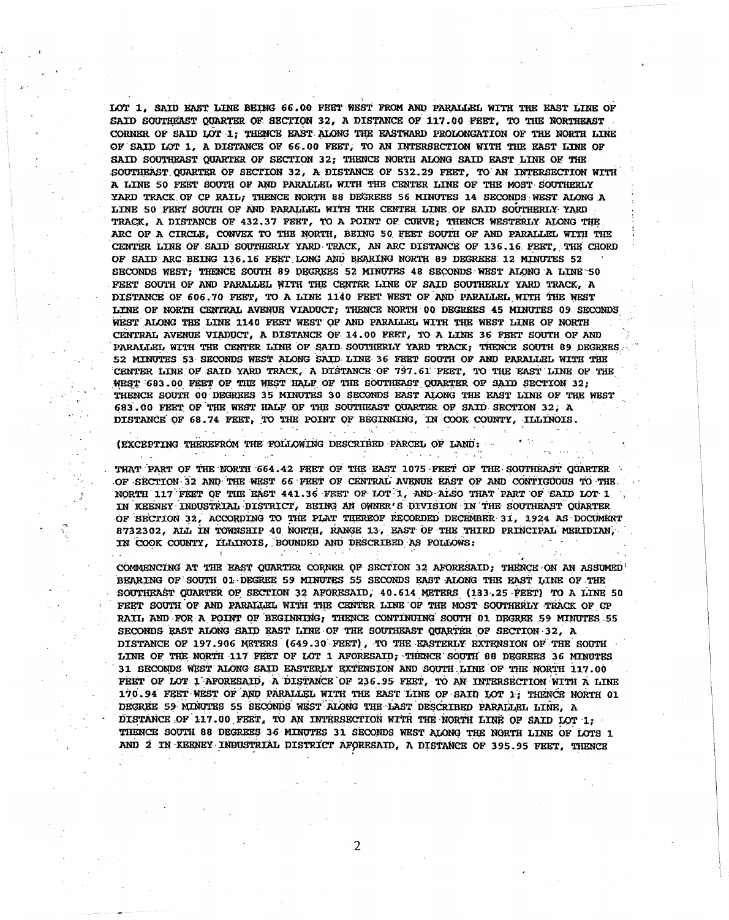LOT 1, SAID EAST LINE BEING 66.00 FEET WEST FROM AND PARALLEL WITH THE EAST LINE OF SAID SOUTHEAST QUARTER OF SECTION 32, A DISTANCE OF 117.00 FEET, TO THE NORTHEAST CORNER OF SAID LOT 1; THENCE EAST ALONG THE EASTWARD PROLONGATION OF THE NORTH LINE OF SAID LOT 1, A DISTANCE OF 66.00 FEET, TO AN INTERSECTION WITH THE EAST LINE OF SAID SOUTHEAST QUARTER OF SECTION 32; THENCE NORTH ALONG SAID EAST LINE OF THE SOUTHEAST QUARTER OF SECTION 32, A DISTANCE OF 532.29 FEET, TO AN INTERSECTION WITH A LINE 50 FEET SOUTH OF AND PARALLEL WITH THE CENTER LINE OF THE MOST SOUTHERLY YARD TRACK OF CP RAIL; THENCE NORTH 88 DEGREES 56 MINUTES 14 SECONDS WEST ALONG A LINE 50 FEET SOUTH OF AND PARALLEL WITH THE CENTER LINE OF SAID SOUTHERLY YARD TRACK, A DISTANCE OF 432.37 FEET, TO A POINT OF CURVE; THENCE WESTERLY ALONG THE ARC OF A CIRCLE, CONVEX TO THE NORTH, BEING 50 FEET SOUTH OF AND PARALLEL WITH THE CENTER LINE OF SAID SOUTHERLY YARD TRACK, AN ARC DISTANCE OF 136.16 FEET, THE CHORD OF SAID ARC BEING 136.16 FEET LONG AND BEARING NORTH 89 DEGREES 12 MINUTES 52 SECONDS WEST; THENCE SOUTH 89 DEGREES 52 MINUTES 48 SECONDS WEST ALONG A LINE 50 FEET SOUTH OF AND PARALLEL WITH THE CENTER LINE OF SAID SOUTHERLY YARD TRACK, A DISTANCE OF 606.70 FEET, TO A LINE 1140 FEET WEST OF AND PARALLEL WITH THE WEST LINE OF NORTH CENTRAL AVENUE VIADUCT; THENCE NORTH 00 DEGREES 45 MINUTES 09 SECONDS WEST ALONG THE LINE 1140 FEET WEST OF AND PARALLEL WITH THE WEST LINE OF NORTH CENTRAL AVENUE VIADUCT, A DISTANCE OF 14.00 FEET, TO A LINE 36 FEET SOUTH OF AND PARALLEL WITH THE CENTER LINE OF SAID SOUTHERLY YARD TRACK; THENCE SOUTH 89 DEGREES 52 MINUTES 53 SECONDS WEST ALONG SAID LINE 36 FEET SOUTH OF AND PARALLEL WITH THE CENTER LINE OF SAID YARD TRACK, A DISTANCE OF 797.61 FEET, TO THE EAST LINE OF THE WEST 683.00 FEET OF THE WEST HALF OF THE SOUTHEAST QUARTER OF SAID SECTION 32; THENCE SOUTH 00 DEGREES 35 MINUTES 30 SECONDS EAST ALONG THE EAST LINE OF THE WEST 683.00 FEET OF THE WEST HALF OF THE SOUTHEAST QUARTER OF SAID SECTION 32, A DISTANCE OF 68.74 FEET, TO THE POINT OF BEGINNING, IN COOK COUNTY, ILLINOIS.

(EXCEPTING THEREFROM THE FOLLOWING DESCRIBED PARCEL OF LAND:

THAT PART OF THE NORTH 664.42 FEET OF THE EAST 1075 FEET OF THE SOUTHEAST QUARTER OF SECTION 32 AND THE WEST 66 FEET OF CENTRAL AVENUE EAST OF AND CONTIGUOUS TO THE NORTH 117 FEET OF THE EAST 441.36 FEET OF LOT 1, AND ALSO THAT PART OF SAID LOT 1 IN KEENEY INDUSTRIAL DISTRICT, BEING AN OWNER'S DIVISION IN THE SOUTHEAST QUARTER OF SECTION 32, ACCORDING TO THE PLAT THEREOF RECORDED DECEMBER 31, 1924 AS DOCUMENT 8732302, ALL IN TOWNSHIP 40 NORTH, RANGE 13, EAST OF THE THIRD PRINCIPAL MERIDIAN, IN COOK COUNTY, ILLINOIS, BOUNDED AND DESCRIBED AS FOLLOWS:

COMMENCING AT THE EAST QUARTER CORNER OF SECTION 32 AFORESAID; THENCE ON AN ASSUMED BEARING OF SOUTH 01 DEGREE 59 MINUTES 55 SECONDS EAST ALONG THE EAST LINE OF THE SOUTHEAST QUARTER OF SECTION 32 AFORESAID, 40.614 METERS (133.25 FEET) TO A LINE 50 FEET SOUTH OF AND PARALLEL WITH THE CENTER LINE OF THE MOST SOUTHERLY TRACK OF CP RAIL AND FOR A POINT OF BEGINNING; THENCE CONTINUING SOUTH 01 DEGREE 59 MINUTES 55 SECONDS EAST ALONG SAID EAST LINE OF THE SOUTHEAST QUARTER OF SECTION 32, A DISTANCE OF 197.906 METERS (649.30 FEET), TO THE EASTERLY EXTENSION OF THE SOUTH LINE OF THE NORTH 117 FEET OF LOT 1 AFORESAID; THENCE SOUTH 88 DEGREES 36 MINUTES 31 SECONDS WEST ALONG SAID EASTERLY EXTENSION AND SOUTH LINE OF THE NORTH 117.00 FEET OF LOT 1 AFORESAID, A DISTANCE OF 236.95 FEET, TO AN INTERSECTION WITH A LINE 170.94 FEET WEST OF AND PARALLEL WITH THE EAST LINE OF SAID LOT 1; THENCE NORTH 01 DEGREE 59 MINUTES 55 SECONDS WEST ALONG THE LAST DESCRIBED PARALLEL LINE, A DISTANCE OF 117.00 FEET, TO AN INTERSECTION WITH THE NORTH LINE OF SAID LOT 1; THENCE SOUTH 88 DEGREES 36 MINUTES 31 SECONDS WEST ALONG THE NORTH LINE OF LOTS 1 AND 2 IN KEENEY INDUSTRIAL DISTRICT AFORESAID, A DISTANCE OF 395.95 FEET, THENCE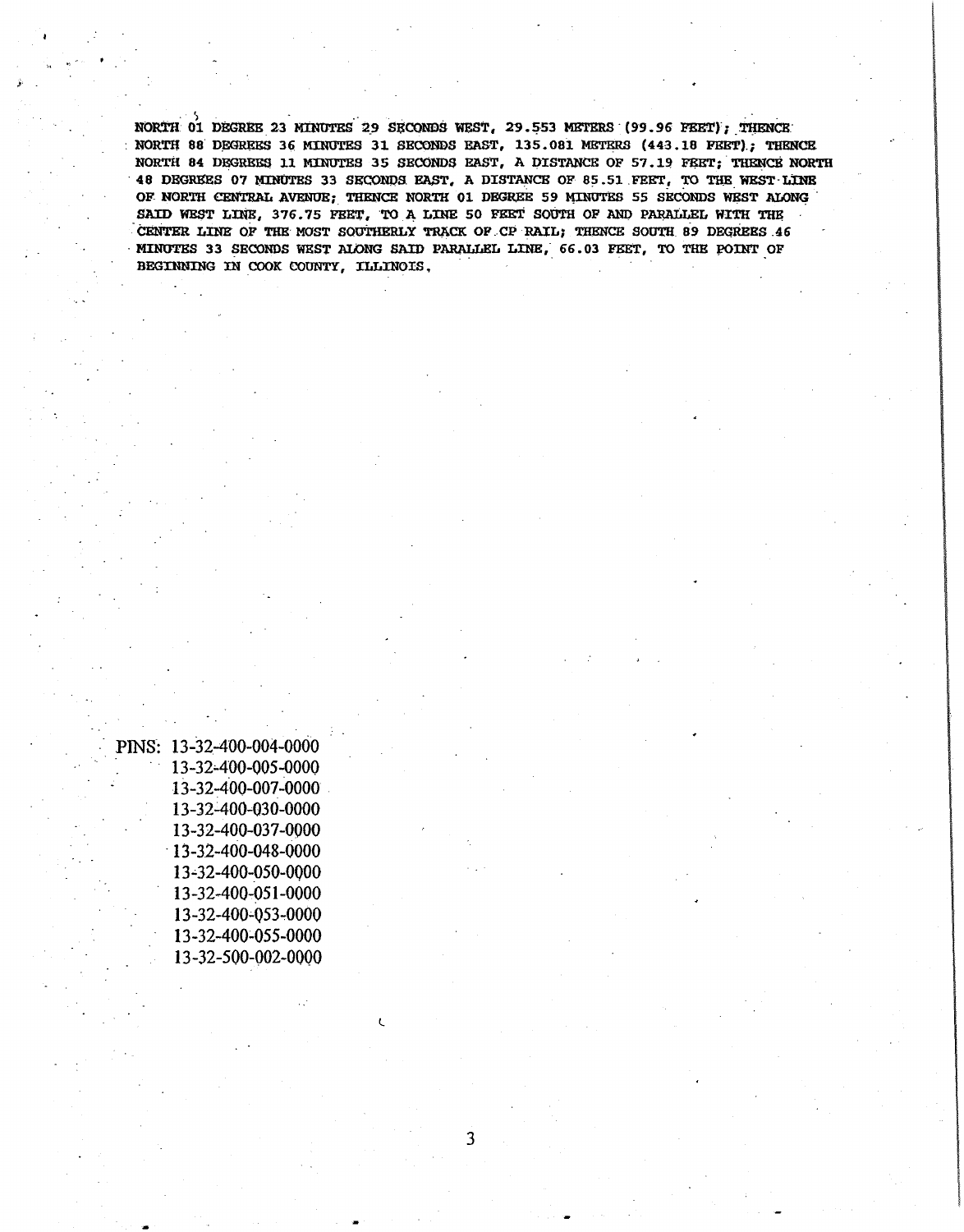NORTH 01 DEGREE 23 MINUTES 29 SECONDS WEST, 29.553 METERS (99.96 FEET); THENCE NORTH 88 DEGREES 36 MINUTES 31 SECONDS EAST, 135.081 METERS (443.18 FEET); THENCE NORTH 84 DEGREES 11 MINUTES 35 SECONDS EAST, A DISTANCE OF 57.19 FEET; THENCE NORTH 48 DEGREES 07 MINUTES 33 SECONDS EAST, A DISTANCE OF 85.51 FEET, TO THE WEST LINE OF NORTH CENTRAL AVENUE; THENCE NORTH 01 DEGREE 59 MINUTES 55 SECONDS WEST ALONG SAID WEST LINE, 376.75 FEET, TO A LINE 50 FEET SOUTH OF AND PARALLEL WITH THE CENTER LINE OF THE MOST SOUTHERLY TRACK OF CP RAIL; THENCE SOUTH 89 DEGREES 46 MINUTES 33 SECONDS WEST ALONG SAID PARALLEL LINE, 66.03 FEET, TO THE POINT OF BEGINNING IN COOK COUNTY, ILLINOIS.

PINS: 13-32-400-004-0000
13-32-400-005-0000
13-32-400-007-0000
13-32-400-030-0000
13-32-400-037-0000
13-32-400-048-0000
13-32-400-050-0000
13-32-400-051-0000
13-32-400-053-0000
13-32-400-055-0000
13-32-500-002-0000